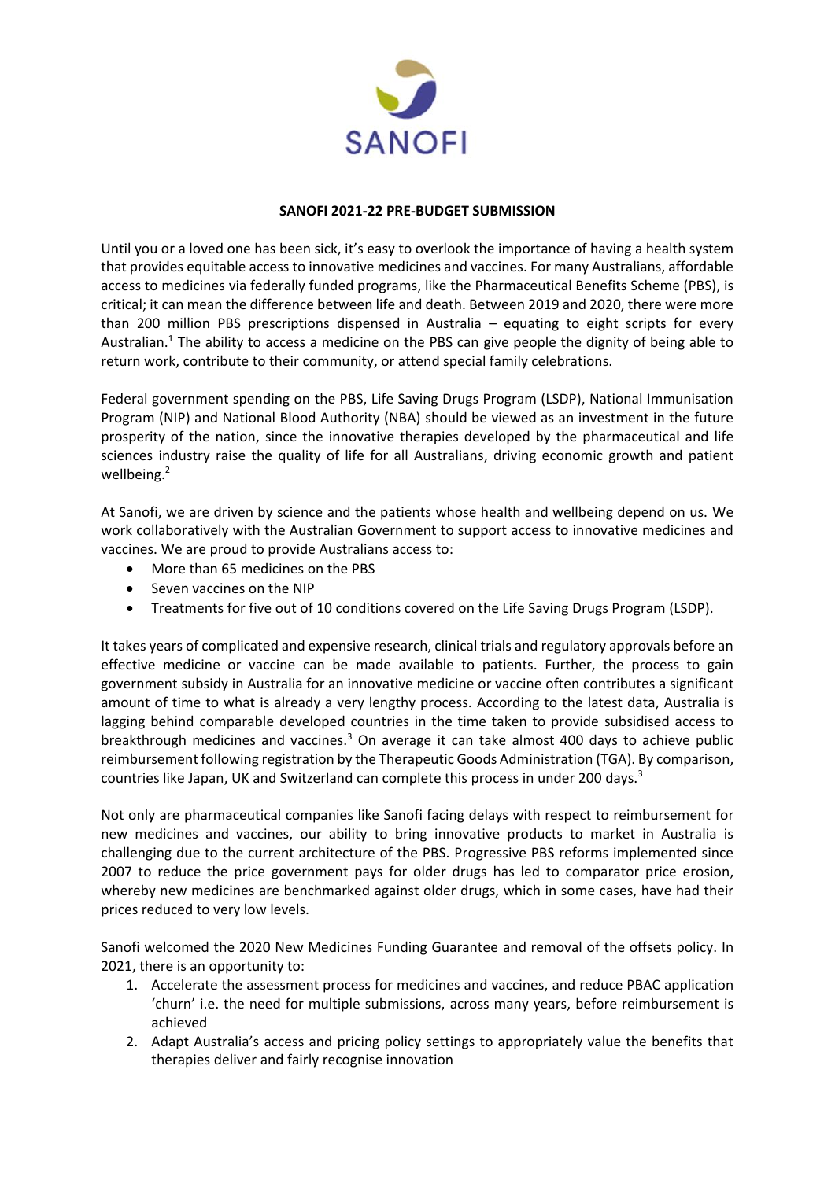SANOFI

**SANOFI 2021-22 PRE-BUDGET SUBMISSION**

Until you or a loved one has been sick, it's easy to overlook the importance of having a health system that provides equitable access to innovative medicines and vaccines. For many Australians, affordable access to medicines via federally funded programs, like the Pharmaceutical Benefits Scheme (PBS), is critical; it can mean the difference between life and death. Between 2019 and 2020, there were more than 200 million PBS prescriptions dispensed in Australia – equating to eight scripts for every Australian.[1] The ability to access a medicine on the PBS can give people the dignity of being able to return work, contribute to their community, or attend special family celebrations.

Federal government spending on the PBS, Life Saving Drugs Program (LSDP), National Immunisation Program (NIP) and National Blood Authority (NBA) should be viewed as an investment in the future prosperity of the nation, since the innovative therapies developed by the pharmaceutical and life sciences industry raise the quality of life for all Australians, driving economic growth and patient wellbeing.[2]

At Sanofi, we are driven by science and the patients whose health and wellbeing depend on us. We work collaboratively with the Australian Government to support access to innovative medicines and vaccines. We are proud to provide Australians access to:

- More than 65 medicines on the PBS
- Seven vaccines on the NIP
- Treatments for five out of 10 conditions covered on the Life Saving Drugs Program (LSDP).

It takes years of complicated and expensive research, clinical trials and regulatory approvals before an effective medicine or vaccine can be made available to patients. Further, the process to gain government subsidy in Australia for an innovative medicine or vaccine often contributes a significant amount of time to what is already a very lengthy process. According to the latest data, Australia is lagging behind comparable developed countries in the time taken to provide subsidised access to breakthrough medicines and vaccines.[3] On average it can take almost 400 days to achieve public reimbursement following registration by the Therapeutic Goods Administration (TGA). By comparison, countries like Japan, UK and Switzerland can complete this process in under 200 days.[3]

Not only are pharmaceutical companies like Sanofi facing delays with respect to reimbursement for new medicines and vaccines, our ability to bring innovative products to market in Australia is challenging due to the current architecture of the PBS. Progressive PBS reforms implemented since 2007 to reduce the price government pays for older drugs has led to comparator price erosion, whereby new medicines are benchmarked against older drugs, which in some cases, have had their prices reduced to very low levels.

Sanofi welcomed the 2020 New Medicines Funding Guarantee and removal of the offsets policy. In 2021, there is an opportunity to:

1. Accelerate the assessment process for medicines and vaccines, and reduce PBAC application 'churn' i.e. the need for multiple submissions, across many years, before reimbursement is achieved
2. Adapt Australia's access and pricing policy settings to appropriately value the benefits that therapies deliver and fairly recognise innovation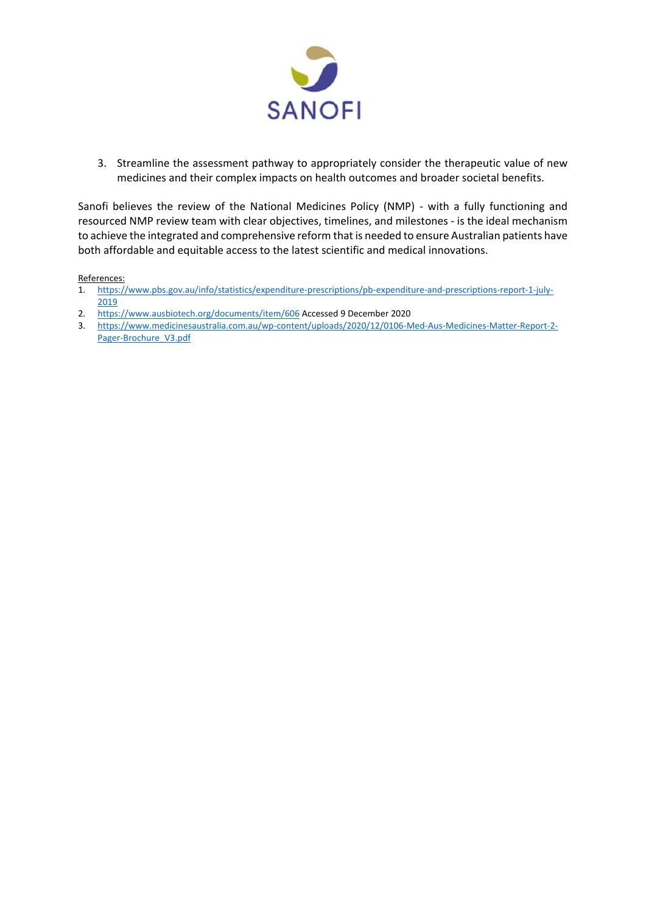3. Streamline the assessment pathway to appropriately consider the therapeutic value of new medicines and their complex impacts on health outcomes and broader societal benefits.

Sanofi believes the review of the National Medicines Policy (NMP) - with a fully functioning and resourced NMP review team with clear objectives, timelines, and milestones - is the ideal mechanism to achieve the integrated and comprehensive reform that is needed to ensure Australian patients have both affordable and equitable access to the latest scientific and medical innovations.

References:

1. https://www.pbs.gov.au/info/statistics/expenditure-prescriptions/pb-expenditure-and-prescriptions-report-1-july-2019
2. https://www.ausbiotech.org/documents/item/606 Accessed 9 December 2020
3. https://www.medicinesaustralia.com.au/wp-content/uploads/2020/12/0106-Med-Aus-Medicines-Matter-Report-2-Pager-Brochure_V3.pdf